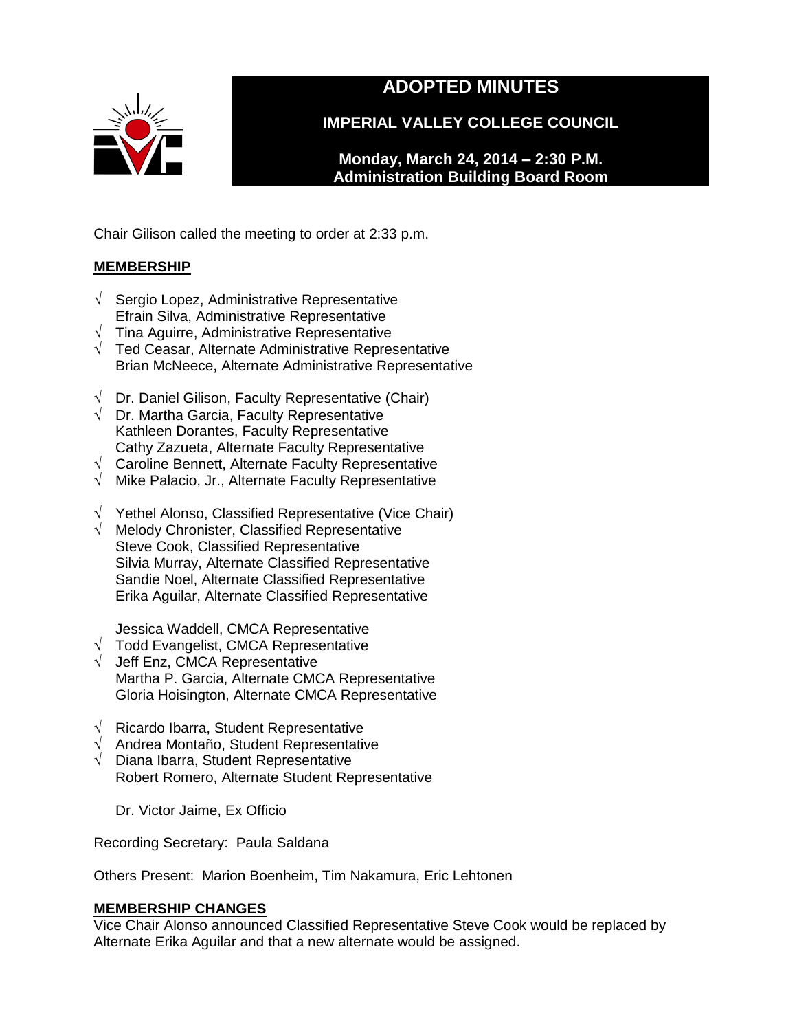# ADOPTED MINUTES

## IMPERIAL VALLEY COLLEGE COUNCIL

**Monday, March 24, 2014 – 2:30 P.M.**
**Administration Building Board Room**

Chair Gilison called the meeting to order at 2:33 p.m.

**MEMBERSHIP**

√ Sergio Lopez, Administrative Representative
Efrain Silva, Administrative Representative
√ Tina Aguirre, Administrative Representative
√ Ted Ceasar, Alternate Administrative Representative
Brian McNeece, Alternate Administrative Representative

√ Dr. Daniel Gilison, Faculty Representative (Chair)
√ Dr. Martha Garcia, Faculty Representative
Kathleen Dorantes, Faculty Representative
Cathy Zazueta, Alternate Faculty Representative
√ Caroline Bennett, Alternate Faculty Representative
√ Mike Palacio, Jr., Alternate Faculty Representative

√ Yethel Alonso, Classified Representative (Vice Chair)
√ Melody Chronister, Classified Representative
Steve Cook, Classified Representative
Silvia Murray, Alternate Classified Representative
Sandie Noel, Alternate Classified Representative
Erika Aguilar, Alternate Classified Representative

Jessica Waddell, CMCA Representative
√ Todd Evangelist, CMCA Representative
√ Jeff Enz, CMCA Representative
Martha P. Garcia, Alternate CMCA Representative
Gloria Hoisington, Alternate CMCA Representative

√ Ricardo Ibarra, Student Representative
√ Andrea Montaño, Student Representative
√ Diana Ibarra, Student Representative
Robert Romero, Alternate Student Representative

Dr. Victor Jaime, Ex Officio

Recording Secretary: Paula Saldana

Others Present: Marion Boenheim, Tim Nakamura, Eric Lehtonen

**MEMBERSHIP CHANGES**

Vice Chair Alonso announced Classified Representative Steve Cook would be replaced by Alternate Erika Aguilar and that a new alternate would be assigned.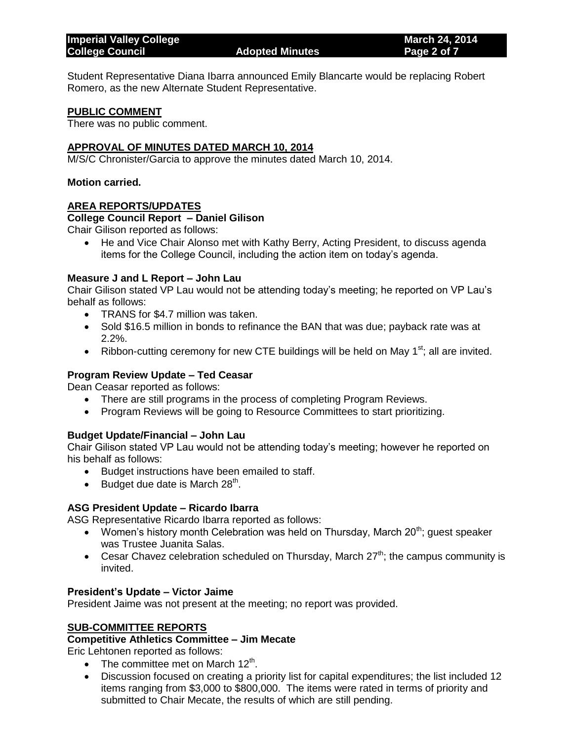Student Representative Diana Ibarra announced Emily Blancarte would be replacing Robert Romero, as the new Alternate Student Representative.

## PUBLIC COMMENT

There was no public comment.

## APPROVAL OF MINUTES DATED MARCH 10, 2014

M/S/C Chronister/Garcia to approve the minutes dated March 10, 2014.

**Motion carried.**

## AREA REPORTS/UPDATES

### College Council Report – Daniel Gilison

Chair Gilison reported as follows:

- He and Vice Chair Alonso met with Kathy Berry, Acting President, to discuss agenda items for the College Council, including the action item on today's agenda.

### Measure J and L Report – John Lau

Chair Gilison stated VP Lau would not be attending today's meeting; he reported on VP Lau's behalf as follows:

- TRANS for \$4.7 million was taken.
- Sold \$16.5 million in bonds to refinance the BAN that was due; payback rate was at 2.2%.
- Ribbon-cutting ceremony for new CTE buildings will be held on May 1st; all are invited.

### Program Review Update – Ted Ceasar

Dean Ceasar reported as follows:

- There are still programs in the process of completing Program Reviews.
- Program Reviews will be going to Resource Committees to start prioritizing.

### Budget Update/Financial – John Lau

Chair Gilison stated VP Lau would not be attending today's meeting; however he reported on his behalf as follows:

- Budget instructions have been emailed to staff.
- Budget due date is March 28th.

### ASG President Update – Ricardo Ibarra

ASG Representative Ricardo Ibarra reported as follows:

- Women's history month Celebration was held on Thursday, March 20th; guest speaker was Trustee Juanita Salas.
- Cesar Chavez celebration scheduled on Thursday, March 27th; the campus community is invited.

### President's Update – Victor Jaime

President Jaime was not present at the meeting; no report was provided.

## SUB-COMMITTEE REPORTS

### Competitive Athletics Committee – Jim Mecate

Eric Lehtonen reported as follows:

- The committee met on March 12th.
- Discussion focused on creating a priority list for capital expenditures; the list included 12 items ranging from \$3,000 to \$800,000. The items were rated in terms of priority and submitted to Chair Mecate, the results of which are still pending.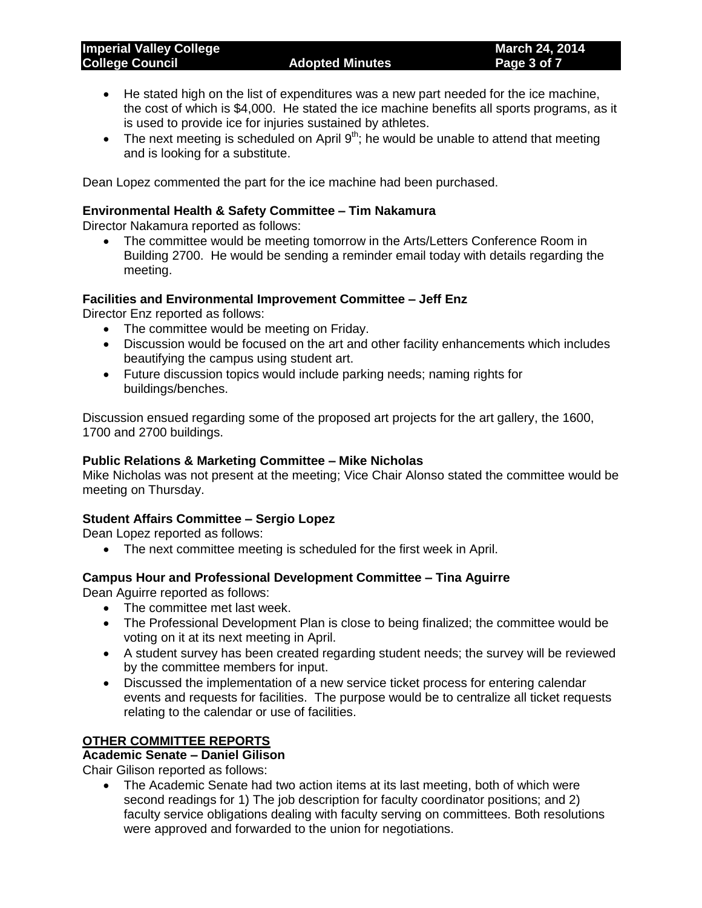- He stated high on the list of expenditures was a new part needed for the ice machine, the cost of which is $4,000. He stated the ice machine benefits all sports programs, as it is used to provide ice for injuries sustained by athletes.
- The next meeting is scheduled on April 9th; he would be unable to attend that meeting and is looking for a substitute.

Dean Lopez commented the part for the ice machine had been purchased.

**Environmental Health & Safety Committee – Tim Nakamura**
Director Nakamura reported as follows:

- The committee would be meeting tomorrow in the Arts/Letters Conference Room in Building 2700. He would be sending a reminder email today with details regarding the meeting.

**Facilities and Environmental Improvement Committee – Jeff Enz**
Director Enz reported as follows:

- The committee would be meeting on Friday.
- Discussion would be focused on the art and other facility enhancements which includes beautifying the campus using student art.
- Future discussion topics would include parking needs; naming rights for buildings/benches.

Discussion ensued regarding some of the proposed art projects for the art gallery, the 1600, 1700 and 2700 buildings.

**Public Relations & Marketing Committee – Mike Nicholas**
Mike Nicholas was not present at the meeting; Vice Chair Alonso stated the committee would be meeting on Thursday.

**Student Affairs Committee – Sergio Lopez**
Dean Lopez reported as follows:

- The next committee meeting is scheduled for the first week in April.

**Campus Hour and Professional Development Committee – Tina Aguirre**
Dean Aguirre reported as follows:

- The committee met last week.
- The Professional Development Plan is close to being finalized; the committee would be voting on it at its next meeting in April.
- A student survey has been created regarding student needs; the survey will be reviewed by the committee members for input.
- Discussed the implementation of a new service ticket process for entering calendar events and requests for facilities. The purpose would be to centralize all ticket requests relating to the calendar or use of facilities.

## OTHER COMMITTEE REPORTS

**Academic Senate – Daniel Gilison**
Chair Gilison reported as follows:

- The Academic Senate had two action items at its last meeting, both of which were second readings for 1) The job description for faculty coordinator positions; and 2) faculty service obligations dealing with faculty serving on committees. Both resolutions were approved and forwarded to the union for negotiations.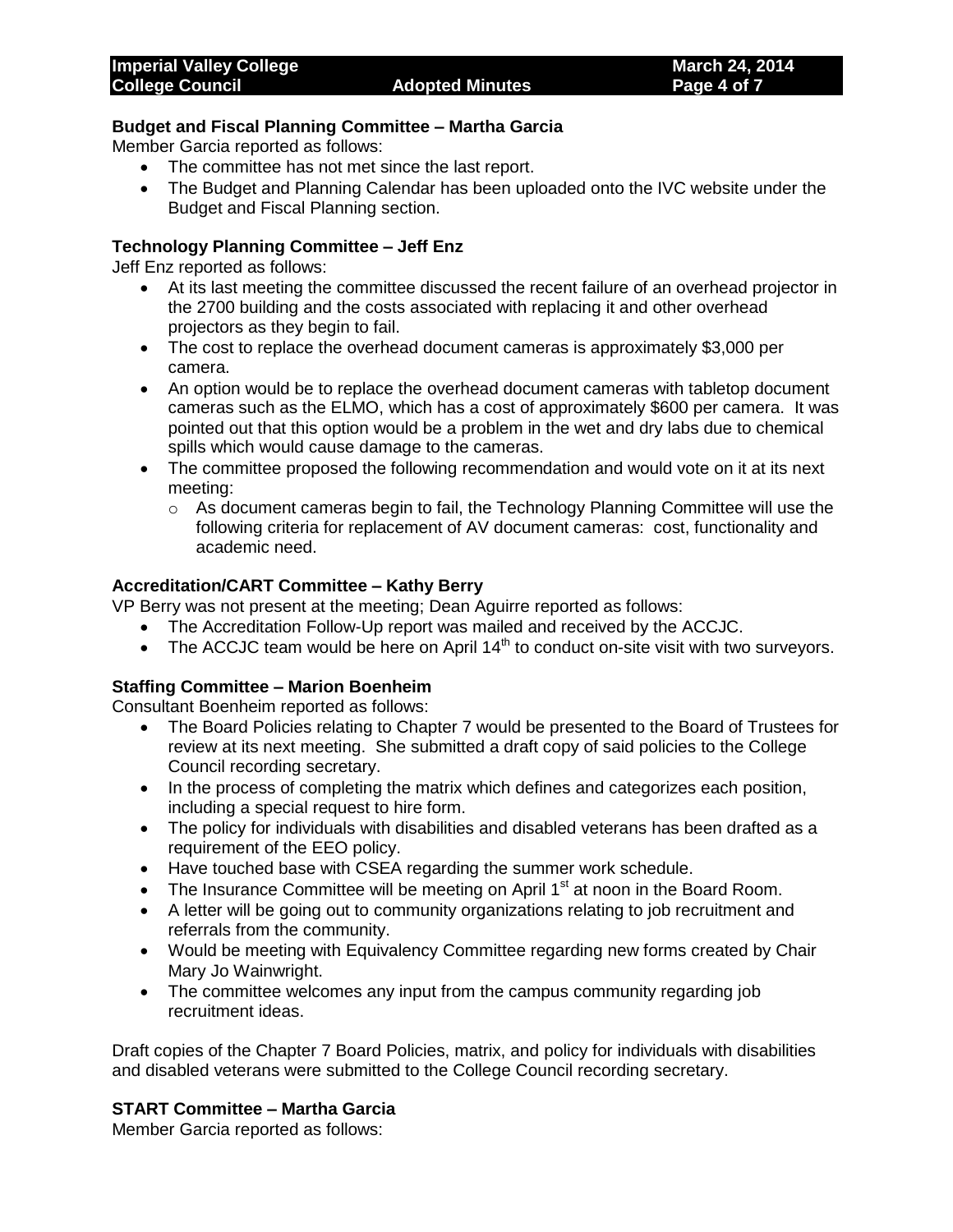**Budget and Fiscal Planning Committee – Martha Garcia**

Member Garcia reported as follows:

- The committee has not met since the last report.
- The Budget and Planning Calendar has been uploaded onto the IVC website under the Budget and Fiscal Planning section.

**Technology Planning Committee – Jeff Enz**

Jeff Enz reported as follows:

- At its last meeting the committee discussed the recent failure of an overhead projector in the 2700 building and the costs associated with replacing it and other overhead projectors as they begin to fail.
- The cost to replace the overhead document cameras is approximately $3,000 per camera.
- An option would be to replace the overhead document cameras with tabletop document cameras such as the ELMO, which has a cost of approximately $600 per camera. It was pointed out that this option would be a problem in the wet and dry labs due to chemical spills which would cause damage to the cameras.
- The committee proposed the following recommendation and would vote on it at its next meeting:
  - As document cameras begin to fail, the Technology Planning Committee will use the following criteria for replacement of AV document cameras: cost, functionality and academic need.

**Accreditation/CART Committee – Kathy Berry**

VP Berry was not present at the meeting; Dean Aguirre reported as follows:

- The Accreditation Follow-Up report was mailed and received by the ACCJC.
- The ACCJC team would be here on April 14th to conduct on-site visit with two surveyors.

**Staffing Committee – Marion Boenheim**

Consultant Boenheim reported as follows:

- The Board Policies relating to Chapter 7 would be presented to the Board of Trustees for review at its next meeting. She submitted a draft copy of said policies to the College Council recording secretary.
- In the process of completing the matrix which defines and categorizes each position, including a special request to hire form.
- The policy for individuals with disabilities and disabled veterans has been drafted as a requirement of the EEO policy.
- Have touched base with CSEA regarding the summer work schedule.
- The Insurance Committee will be meeting on April 1st at noon in the Board Room.
- A letter will be going out to community organizations relating to job recruitment and referrals from the community.
- Would be meeting with Equivalency Committee regarding new forms created by Chair Mary Jo Wainwright.
- The committee welcomes any input from the campus community regarding job recruitment ideas.

Draft copies of the Chapter 7 Board Policies, matrix, and policy for individuals with disabilities and disabled veterans were submitted to the College Council recording secretary.

**START Committee – Martha Garcia**

Member Garcia reported as follows: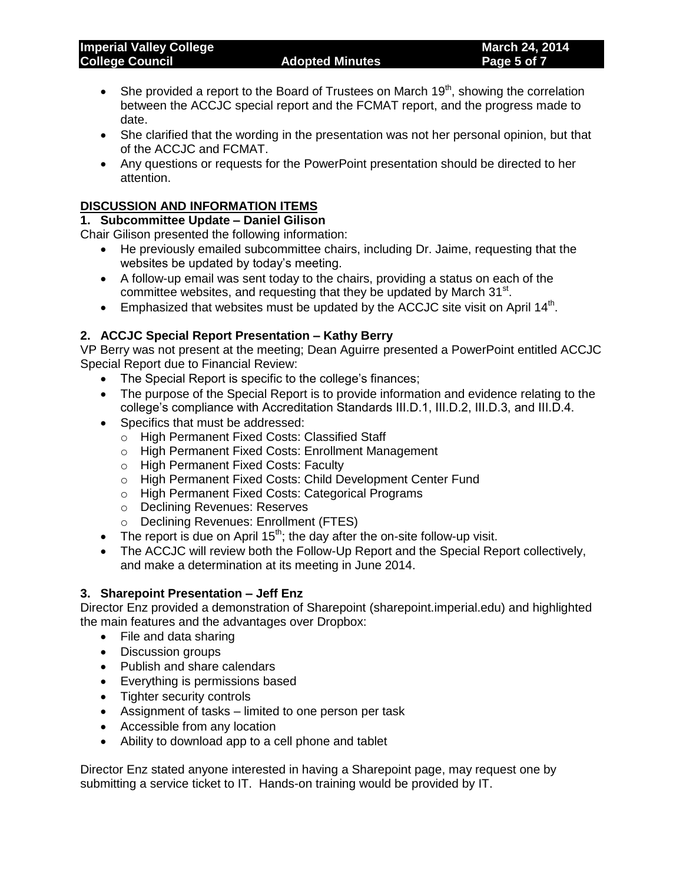- She provided a report to the Board of Trustees on March 19th, showing the correlation between the ACCJC special report and the FCMAT report, and the progress made to date.
- She clarified that the wording in the presentation was not her personal opinion, but that of the ACCJC and FCMAT.
- Any questions or requests for the PowerPoint presentation should be directed to her attention.

## DISCUSSION AND INFORMATION ITEMS

### 1. Subcommittee Update – Daniel Gilison

Chair Gilison presented the following information:

- He previously emailed subcommittee chairs, including Dr. Jaime, requesting that the websites be updated by today's meeting.
- A follow-up email was sent today to the chairs, providing a status on each of the committee websites, and requesting that they be updated by March 31st.
- Emphasized that websites must be updated by the ACCJC site visit on April 14th.

### 2. ACCJC Special Report Presentation – Kathy Berry

VP Berry was not present at the meeting; Dean Aguirre presented a PowerPoint entitled ACCJC Special Report due to Financial Review:

- The Special Report is specific to the college's finances;
- The purpose of the Special Report is to provide information and evidence relating to the college's compliance with Accreditation Standards III.D.1, III.D.2, III.D.3, and III.D.4.
- Specifics that must be addressed:
  - High Permanent Fixed Costs: Classified Staff
  - High Permanent Fixed Costs: Enrollment Management
  - High Permanent Fixed Costs: Faculty
  - High Permanent Fixed Costs: Child Development Center Fund
  - High Permanent Fixed Costs: Categorical Programs
  - Declining Revenues: Reserves
  - Declining Revenues: Enrollment (FTES)
- The report is due on April 15th; the day after the on-site follow-up visit.
- The ACCJC will review both the Follow-Up Report and the Special Report collectively, and make a determination at its meeting in June 2014.

### 3. Sharepoint Presentation – Jeff Enz

Director Enz provided a demonstration of Sharepoint (sharepoint.imperial.edu) and highlighted the main features and the advantages over Dropbox:

- File and data sharing
- Discussion groups
- Publish and share calendars
- Everything is permissions based
- Tighter security controls
- Assignment of tasks – limited to one person per task
- Accessible from any location
- Ability to download app to a cell phone and tablet

Director Enz stated anyone interested in having a Sharepoint page, may request one by submitting a service ticket to IT. Hands-on training would be provided by IT.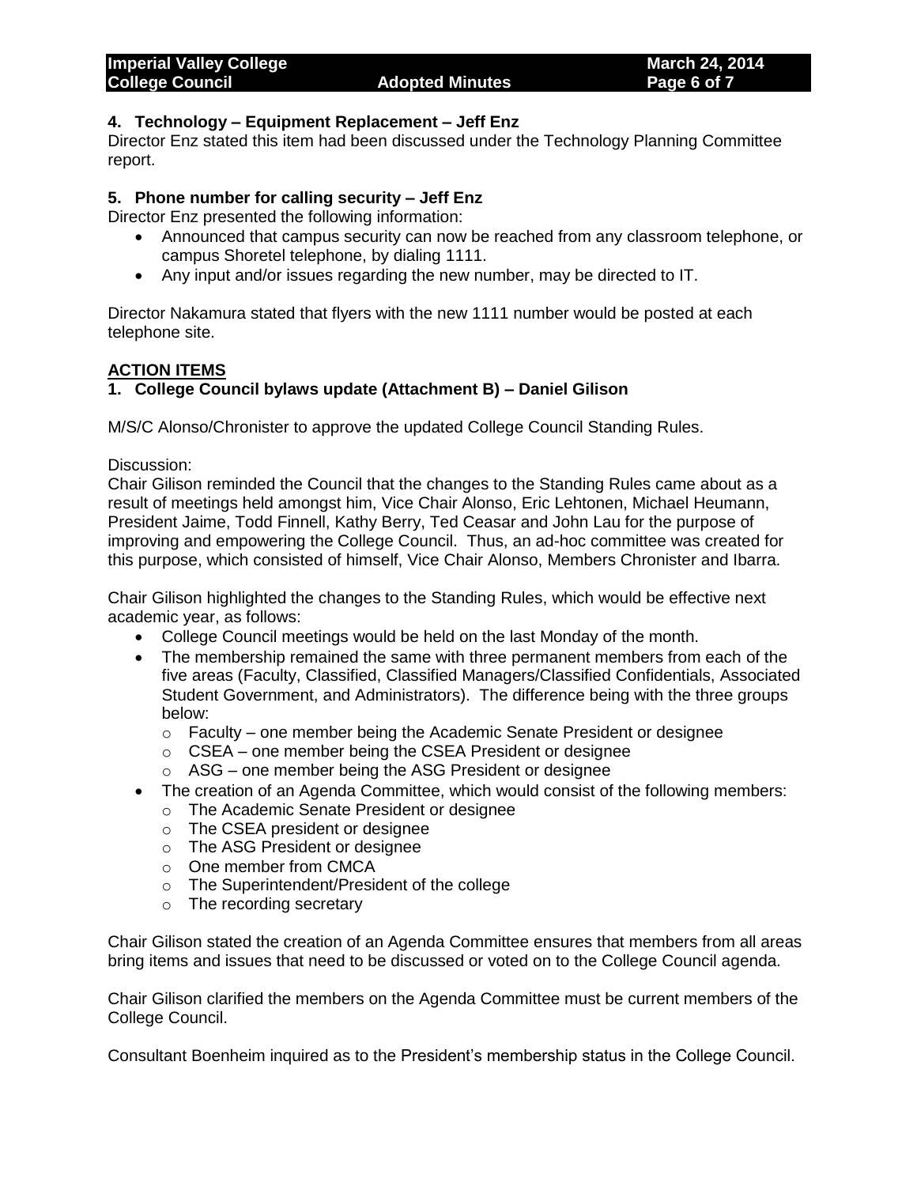### 4. Technology – Equipment Replacement – Jeff Enz

Director Enz stated this item had been discussed under the Technology Planning Committee report.

### 5. Phone number for calling security – Jeff Enz

Director Enz presented the following information:

- Announced that campus security can now be reached from any classroom telephone, or campus Shoretel telephone, by dialing 1111.
- Any input and/or issues regarding the new number, may be directed to IT.

Director Nakamura stated that flyers with the new 1111 number would be posted at each telephone site.

## ACTION ITEMS

### 1. College Council bylaws update (Attachment B) – Daniel Gilison

M/S/C Alonso/Chronister to approve the updated College Council Standing Rules.

Discussion:
Chair Gilison reminded the Council that the changes to the Standing Rules came about as a result of meetings held amongst him, Vice Chair Alonso, Eric Lehtonen, Michael Heumann, President Jaime, Todd Finnell, Kathy Berry, Ted Ceasar and John Lau for the purpose of improving and empowering the College Council. Thus, an ad-hoc committee was created for this purpose, which consisted of himself, Vice Chair Alonso, Members Chronister and Ibarra.

Chair Gilison highlighted the changes to the Standing Rules, which would be effective next academic year, as follows:

- College Council meetings would be held on the last Monday of the month.
- The membership remained the same with three permanent members from each of the five areas (Faculty, Classified, Classified Managers/Classified Confidentials, Associated Student Government, and Administrators). The difference being with the three groups below:
  - Faculty – one member being the Academic Senate President or designee
  - CSEA – one member being the CSEA President or designee
  - ASG – one member being the ASG President or designee
- The creation of an Agenda Committee, which would consist of the following members:
  - The Academic Senate President or designee
  - The CSEA president or designee
  - The ASG President or designee
  - One member from CMCA
  - The Superintendent/President of the college
  - The recording secretary

Chair Gilison stated the creation of an Agenda Committee ensures that members from all areas bring items and issues that need to be discussed or voted on to the College Council agenda.

Chair Gilison clarified the members on the Agenda Committee must be current members of the College Council.

Consultant Boenheim inquired as to the President's membership status in the College Council.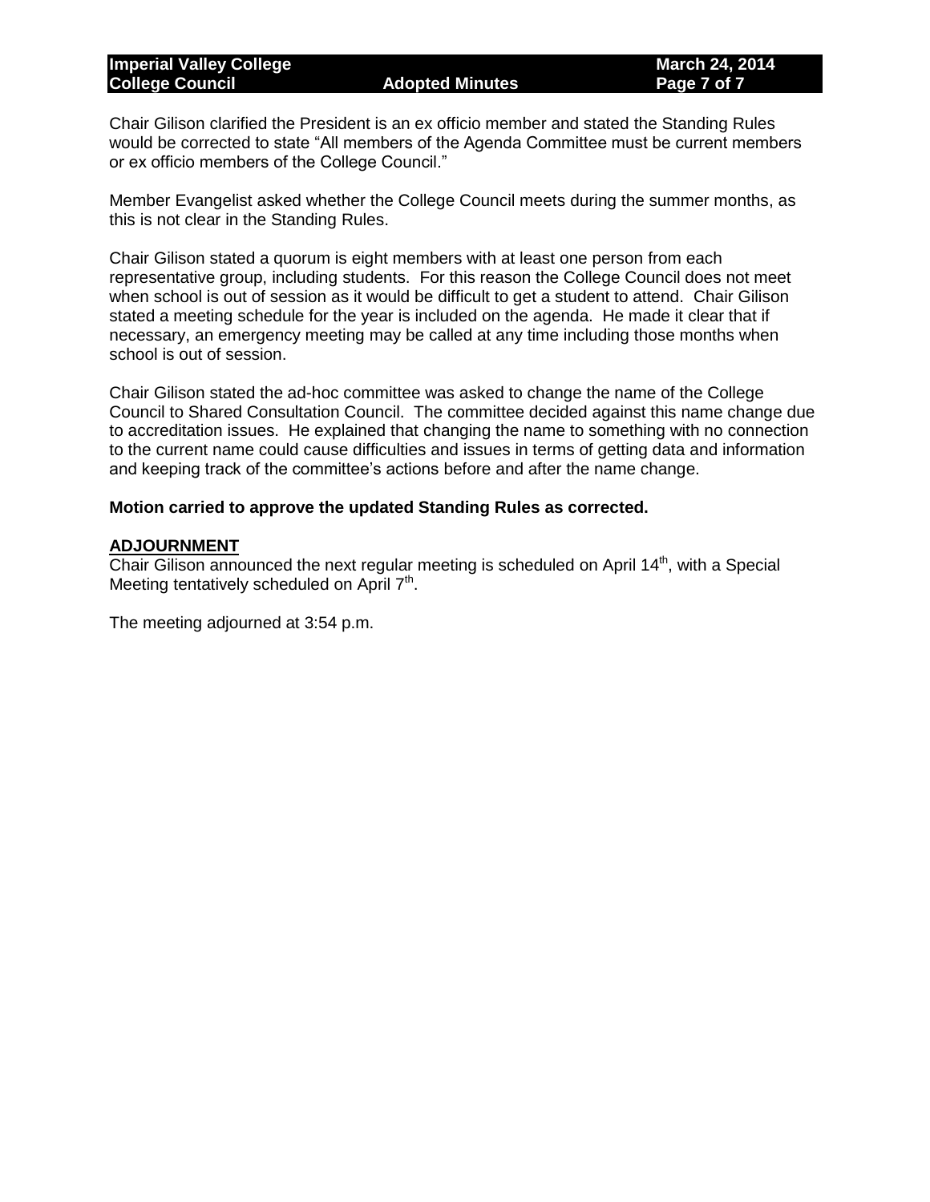Chair Gilison clarified the President is an ex officio member and stated the Standing Rules would be corrected to state "All members of the Agenda Committee must be current members or ex officio members of the College Council."

Member Evangelist asked whether the College Council meets during the summer months, as this is not clear in the Standing Rules.

Chair Gilison stated a quorum is eight members with at least one person from each representative group, including students. For this reason the College Council does not meet when school is out of session as it would be difficult to get a student to attend. Chair Gilison stated a meeting schedule for the year is included on the agenda. He made it clear that if necessary, an emergency meeting may be called at any time including those months when school is out of session.

Chair Gilison stated the ad-hoc committee was asked to change the name of the College Council to Shared Consultation Council. The committee decided against this name change due to accreditation issues. He explained that changing the name to something with no connection to the current name could cause difficulties and issues in terms of getting data and information and keeping track of the committee's actions before and after the name change.

**Motion carried to approve the updated Standing Rules as corrected.**

## ADJOURNMENT

Chair Gilison announced the next regular meeting is scheduled on April 14th, with a Special Meeting tentatively scheduled on April 7th.

The meeting adjourned at 3:54 p.m.